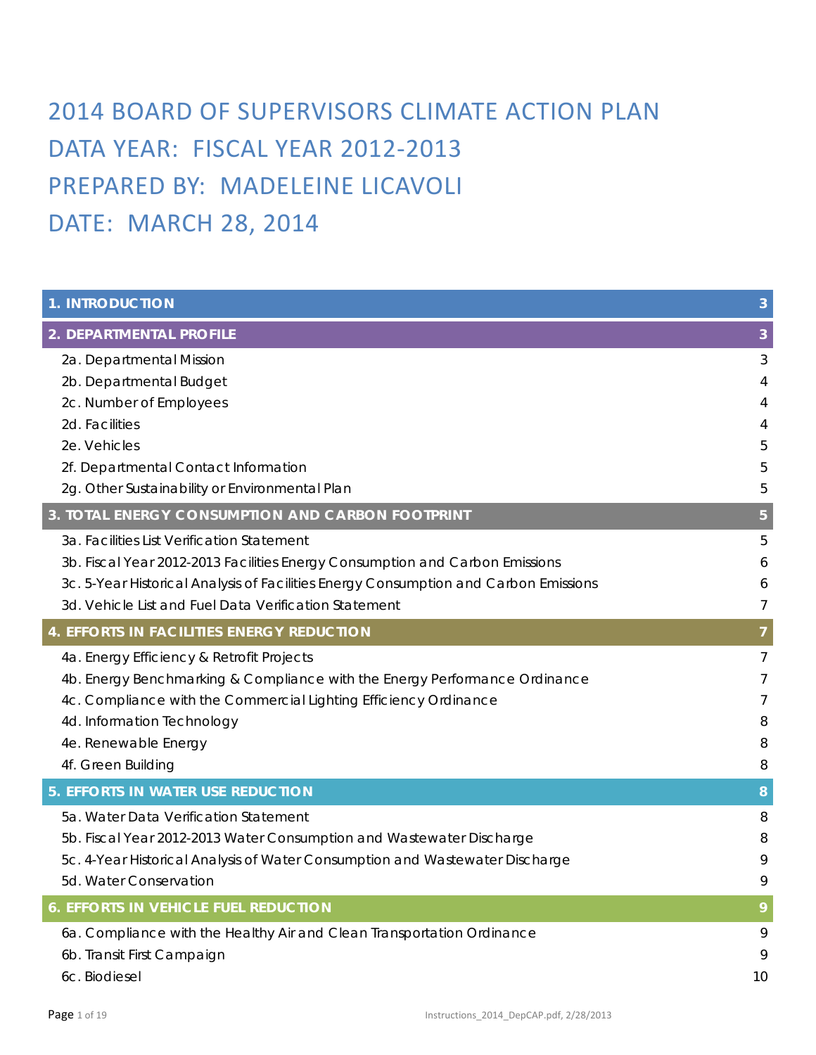# 2014 BOARD OF SUPERVISORS CLIMATE ACTION PLAN

# DATA YEAR: FISCAL YEAR 2012-2013

# PREPARED BY: MADELEINE LICAVOLI

# DATE: MARCH 28, 2014

| | |
|---|---|
| **1. INTRODUCTION** | **3** |
| **2. DEPARTMENTAL PROFILE** | **3** |
| 2a. Departmental Mission | 3 |
| 2b. Departmental Budget | 4 |
| 2c. Number of Employees | 4 |
| 2d. Facilities | 4 |
| 2e. Vehicles | 5 |
| 2f. Departmental Contact Information | 5 |
| 2g. Other Sustainability or Environmental Plan | 5 |
| **3. TOTAL ENERGY CONSUMPTION AND CARBON FOOTPRINT** | **5** |
| 3a. Facilities List Verification Statement | 5 |
| 3b. Fiscal Year 2012-2013 Facilities Energy Consumption and Carbon Emissions | 6 |
| 3c. 5-Year Historical Analysis of Facilities Energy Consumption and Carbon Emissions | 6 |
| 3d. Vehicle List and Fuel Data Verification Statement | 7 |
| **4. EFFORTS IN FACILITIES ENERGY REDUCTION** | **7** |
| 4a. Energy Efficiency & Retrofit Projects | 7 |
| 4b. Energy Benchmarking & Compliance with the Energy Performance Ordinance | 7 |
| 4c. Compliance with the Commercial Lighting Efficiency Ordinance | 7 |
| 4d. Information Technology | 8 |
| 4e. Renewable Energy | 8 |
| 4f. Green Building | 8 |
| **5. EFFORTS IN WATER USE REDUCTION** | **8** |
| 5a. Water Data Verification Statement | 8 |
| 5b. Fiscal Year 2012-2013 Water Consumption and Wastewater Discharge | 8 |
| 5c. 4-Year Historical Analysis of Water Consumption and Wastewater Discharge | 9 |
| 5d. Water Conservation | 9 |
| **6. EFFORTS IN VEHICLE FUEL REDUCTION** | **9** |
| 6a. Compliance with the Healthy Air and Clean Transportation Ordinance | 9 |
| 6b. Transit First Campaign | 9 |
| 6c. Biodiesel | 10 |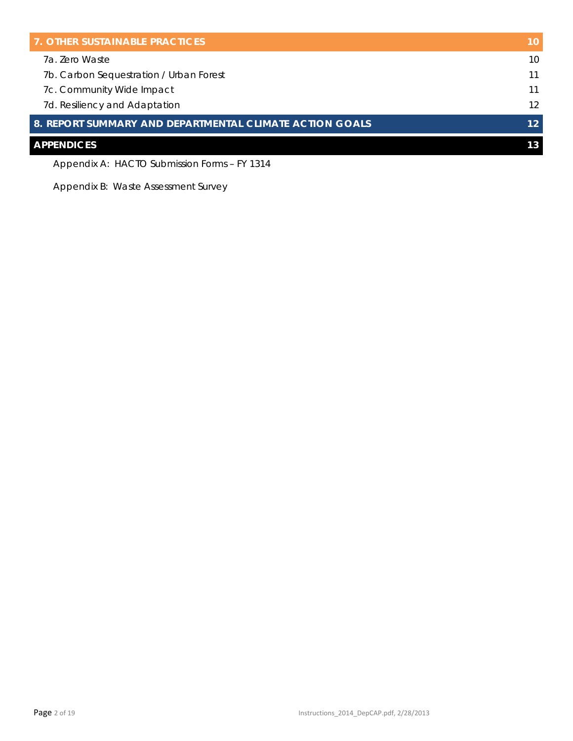| | |
|---|---|
| **7. OTHER SUSTAINABLE PRACTICES** | **10** |
| 7a. Zero Waste | 10 |
| 7b. Carbon Sequestration / Urban Forest | 11 |
| 7c. Community Wide Impact | 11 |
| 7d. Resiliency and Adaptation | 12 |
| **8. REPORT SUMMARY AND DEPARTMENTAL CLIMATE ACTION GOALS** | **12** |
| **APPENDICES** | **13** |

Appendix A: HACTO Submission Forms – FY 1314

Appendix B: Waste Assessment Survey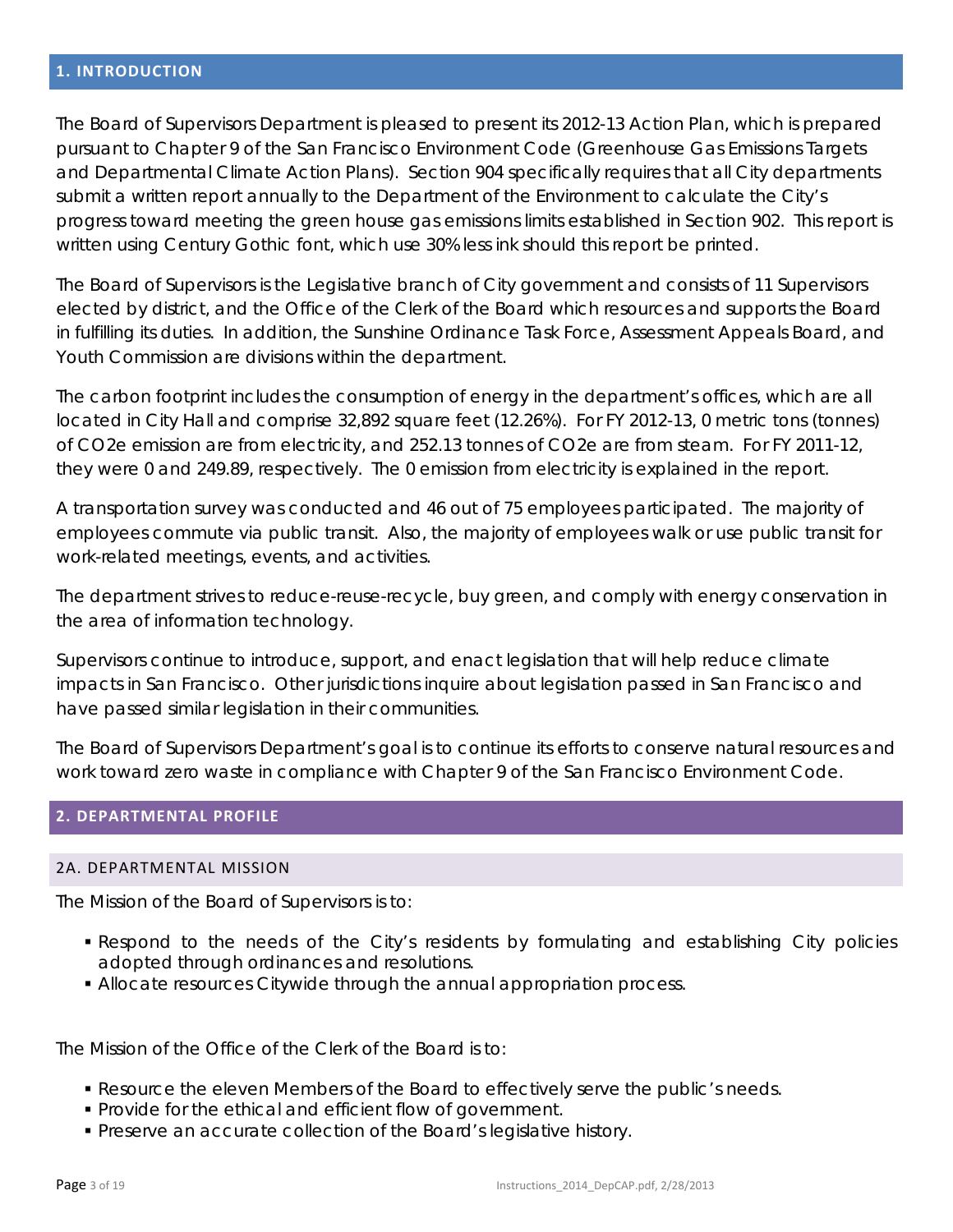## 1. INTRODUCTION

The Board of Supervisors Department is pleased to present its 2012-13 Action Plan, which is prepared pursuant to Chapter 9 of the San Francisco Environment Code (Greenhouse Gas Emissions Targets and Departmental Climate Action Plans). Section 904 specifically requires that all City departments submit a written report annually to the Department of the Environment to calculate the City's progress toward meeting the green house gas emissions limits established in Section 902. This report is written using Century Gothic font, which use 30% less ink should this report be printed.

The Board of Supervisors is the Legislative branch of City government and consists of 11 Supervisors elected by district, and the Office of the Clerk of the Board which resources and supports the Board in fulfilling its duties. In addition, the Sunshine Ordinance Task Force, Assessment Appeals Board, and Youth Commission are divisions within the department.

The carbon footprint includes the consumption of energy in the department's offices, which are all located in City Hall and comprise 32,892 square feet (12.26%). For FY 2012-13, 0 metric tons (tonnes) of CO2e emission are from electricity, and 252.13 tonnes of CO2e are from steam. For FY 2011-12, they were 0 and 249.89, respectively. The 0 emission from electricity is explained in the report.

A transportation survey was conducted and 46 out of 75 employees participated. The majority of employees commute via public transit. Also, the majority of employees walk or use public transit for work-related meetings, events, and activities.

The department strives to reduce-reuse-recycle, buy green, and comply with energy conservation in the area of information technology.

Supervisors continue to introduce, support, and enact legislation that will help reduce climate impacts in San Francisco. Other jurisdictions inquire about legislation passed in San Francisco and have passed similar legislation in their communities.

The Board of Supervisors Department's goal is to continue its efforts to conserve natural resources and work toward zero waste in compliance with Chapter 9 of the San Francisco Environment Code.

## 2. DEPARTMENTAL PROFILE

### 2A. DEPARTMENTAL MISSION

The Mission of the Board of Supervisors is to:

- Respond to the needs of the City's residents by formulating and establishing City policies adopted through ordinances and resolutions.
- Allocate resources Citywide through the annual appropriation process.

The Mission of the Office of the Clerk of the Board is to:

- Resource the eleven Members of the Board to effectively serve the public's needs.
- Provide for the ethical and efficient flow of government.
- Preserve an accurate collection of the Board's legislative history.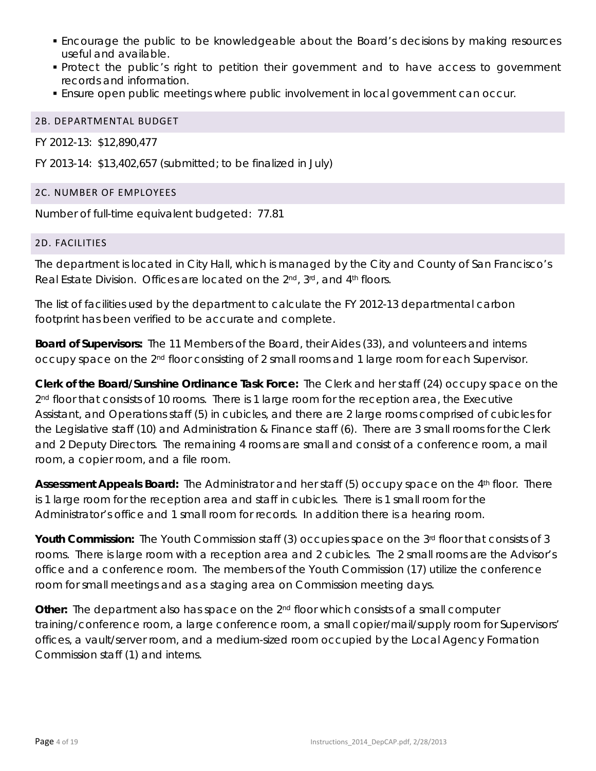- Encourage the public to be knowledgeable about the Board's decisions by making resources useful and available.
- Protect the public's right to petition their government and to have access to government records and information.
- Ensure open public meetings where public involvement in local government can occur.

## 2B. DEPARTMENTAL BUDGET

FY 2012-13: $12,890,477

FY 2013-14: $13,402,657 (submitted; to be finalized in July)

## 2C. NUMBER OF EMPLOYEES

Number of full-time equivalent budgeted: 77.81

## 2D. FACILITIES

The department is located in City Hall, which is managed by the City and County of San Francisco's Real Estate Division. Offices are located on the 2nd, 3rd, and 4th floors.

The list of facilities used by the department to calculate the FY 2012-13 departmental carbon footprint has been verified to be accurate and complete.

**Board of Supervisors:** The 11 Members of the Board, their Aides (33), and volunteers and interns occupy space on the 2nd floor consisting of 2 small rooms and 1 large room for each Supervisor.

**Clerk of the Board/Sunshine Ordinance Task Force:** The Clerk and her staff (24) occupy space on the 2nd floor that consists of 10 rooms. There is 1 large room for the reception area, the Executive Assistant, and Operations staff (5) in cubicles, and there are 2 large rooms comprised of cubicles for the Legislative staff (10) and Administration & Finance staff (6). There are 3 small rooms for the Clerk and 2 Deputy Directors. The remaining 4 rooms are small and consist of a conference room, a mail room, a copier room, and a file room.

**Assessment Appeals Board:** The Administrator and her staff (5) occupy space on the 4th floor. There is 1 large room for the reception area and staff in cubicles. There is 1 small room for the Administrator's office and 1 small room for records. In addition there is a hearing room.

**Youth Commission:** The Youth Commission staff (3) occupies space on the 3rd floor that consists of 3 rooms. There is large room with a reception area and 2 cubicles. The 2 small rooms are the Advisor's office and a conference room. The members of the Youth Commission (17) utilize the conference room for small meetings and as a staging area on Commission meeting days.

**Other:** The department also has space on the 2nd floor which consists of a small computer training/conference room, a large conference room, a small copier/mail/supply room for Supervisors' offices, a vault/server room, and a medium-sized room occupied by the Local Agency Formation Commission staff (1) and interns.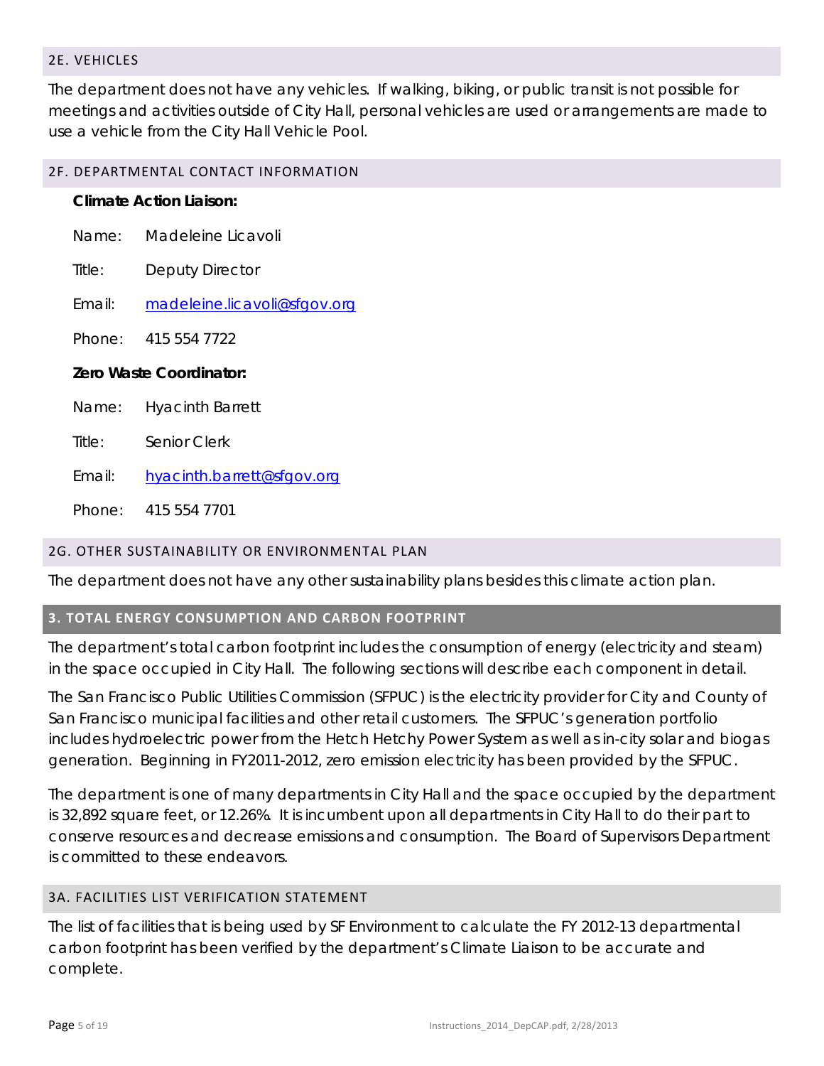## 2E. VEHICLES

The department does not have any vehicles. If walking, biking, or public transit is not possible for meetings and activities outside of City Hall, personal vehicles are used or arrangements are made to use a vehicle from the City Hall Vehicle Pool.

## 2F. DEPARTMENTAL CONTACT INFORMATION

**Climate Action Liaison:**

Name: Madeleine Licavoli

Title: Deputy Director

Email: madeleine.licavoli@sfgov.org

Phone: 415 554 7722

**Zero Waste Coordinator:**

Name: Hyacinth Barrett

Title: Senior Clerk

Email: hyacinth.barrett@sfgov.org

Phone: 415 554 7701

## 2G. OTHER SUSTAINABILITY OR ENVIRONMENTAL PLAN

The department does not have any other sustainability plans besides this climate action plan.

# 3. TOTAL ENERGY CONSUMPTION AND CARBON FOOTPRINT

The department's total carbon footprint includes the consumption of energy (electricity and steam) in the space occupied in City Hall. The following sections will describe each component in detail.

The San Francisco Public Utilities Commission (SFPUC) is the electricity provider for City and County of San Francisco municipal facilities and other retail customers. The SFPUC's generation portfolio includes hydroelectric power from the Hetch Hetchy Power System as well as in-city solar and biogas generation. Beginning in FY2011-2012, zero emission electricity has been provided by the SFPUC.

The department is one of many departments in City Hall and the space occupied by the department is 32,892 square feet, or 12.26%. It is incumbent upon all departments in City Hall to do their part to conserve resources and decrease emissions and consumption. The Board of Supervisors Department is committed to these endeavors.

## 3A. FACILITIES LIST VERIFICATION STATEMENT

The list of facilities that is being used by SF Environment to calculate the FY 2012-13 departmental carbon footprint has been verified by the department's Climate Liaison to be accurate and complete.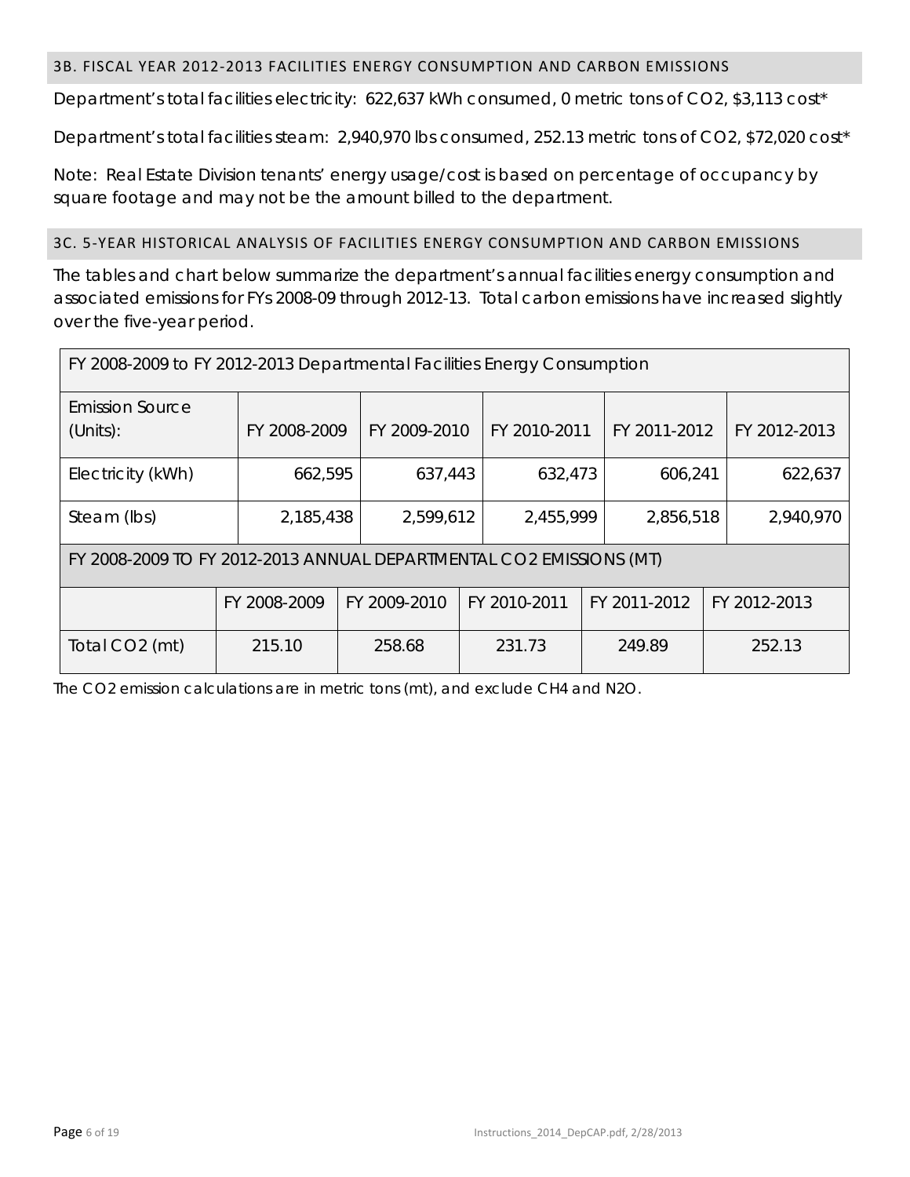### 3B. FISCAL YEAR 2012-2013 FACILITIES ENERGY CONSUMPTION AND CARBON EMISSIONS

Department's total facilities electricity: 622,637 kWh consumed, 0 metric tons of $CO_2$, $3,113 cost*

Department's total facilities steam: 2,940,970 lbs consumed, 252.13 metric tons of $CO_2$, $72,020 cost*

Note: Real Estate Division tenants' energy usage/cost is based on percentage of occupancy by square footage and may not be the amount billed to the department.

### 3C. 5-YEAR HISTORICAL ANALYSIS OF FACILITIES ENERGY CONSUMPTION AND CARBON EMISSIONS

The tables and chart below summarize the department's annual facilities energy consumption and associated emissions for FYs 2008-09 through 2012-13. Total carbon emissions have increased slightly over the five-year period.

| FY 2008-2009 to FY 2012-2013 Departmental Facilities Energy Consumption | | | | | |
|---|---|---|---|---|---|
| Emission Source (Units): | FY 2008-2009 | FY 2009-2010 | FY 2010-2011 | FY 2011-2012 | FY 2012-2013 |
| Electricity (kWh) | 662,595 | 637,443 | 632,473 | 606,241 | 622,637 |
| Steam (lbs) | 2,185,438 | 2,599,612 | 2,455,999 | 2,856,518 | 2,940,970 |

| FY 2008-2009 TO FY 2012-2013 ANNUAL DEPARTMENTAL CO2 EMISSIONS (MT) | | | | | |
|---|---|---|---|---|---|
| | FY 2008-2009 | FY 2009-2010 | FY 2010-2011 | FY 2011-2012 | FY 2012-2013 |
| Total $CO_2$ (mt) | 215.10 | 258.68 | 231.73 | 249.89 | 252.13 |

The $CO_2$ emission calculations are in metric tons (mt), and exclude $CH_4$ and $N_2O$.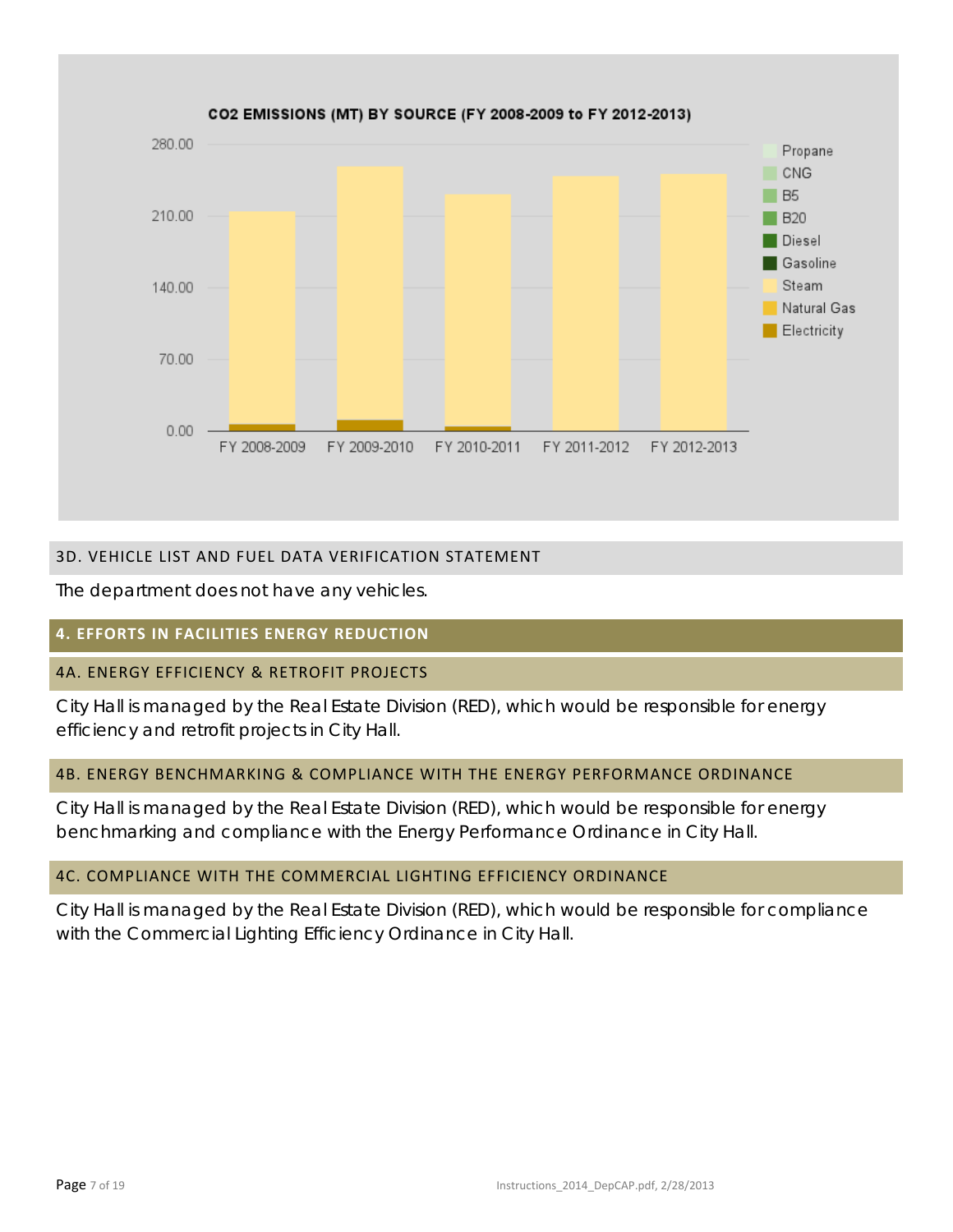**CO2 EMISSIONS (MT) BY SOURCE (FY 2008-2009 to FY 2012-2013)**

### 3D. VEHICLE LIST AND FUEL DATA VERIFICATION STATEMENT

The department does not have any vehicles.

## 4. EFFORTS IN FACILITIES ENERGY REDUCTION

### 4A. ENERGY EFFICIENCY & RETROFIT PROJECTS

City Hall is managed by the Real Estate Division (RED), which would be responsible for energy efficiency and retrofit projects in City Hall.

### 4B. ENERGY BENCHMARKING & COMPLIANCE WITH THE ENERGY PERFORMANCE ORDINANCE

City Hall is managed by the Real Estate Division (RED), which would be responsible for energy benchmarking and compliance with the Energy Performance Ordinance in City Hall.

### 4C. COMPLIANCE WITH THE COMMERCIAL LIGHTING EFFICIENCY ORDINANCE

City Hall is managed by the Real Estate Division (RED), which would be responsible for compliance with the Commercial Lighting Efficiency Ordinance in City Hall.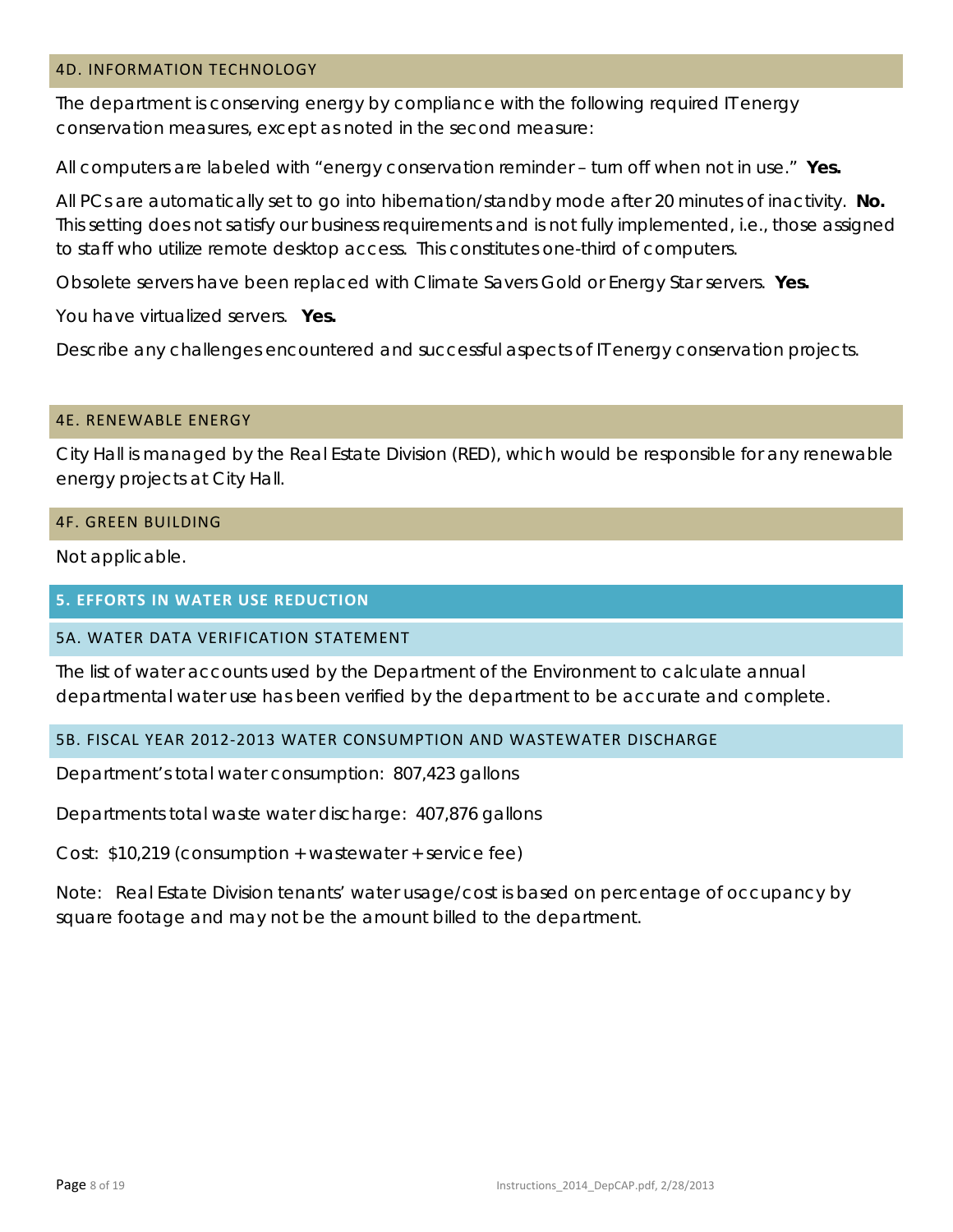### 4D. INFORMATION TECHNOLOGY

The department is conserving energy by compliance with the following required IT energy conservation measures, except as noted in the second measure:

All computers are labeled with "energy conservation reminder – turn off when not in use." **Yes.**

All PCs are automatically set to go into hibernation/standby mode after 20 minutes of inactivity. **No.** This setting does not satisfy our business requirements and is not fully implemented, i.e., those assigned to staff who utilize remote desktop access. This constitutes one-third of computers.

Obsolete servers have been replaced with Climate Savers Gold or Energy Star servers. **Yes.**

You have virtualized servers. **Yes.**

Describe any challenges encountered and successful aspects of IT energy conservation projects.

### 4E. RENEWABLE ENERGY

City Hall is managed by the Real Estate Division (RED), which would be responsible for any renewable energy projects at City Hall.

### 4F. GREEN BUILDING

Not applicable.

## 5. EFFORTS IN WATER USE REDUCTION

### 5A. WATER DATA VERIFICATION STATEMENT

The list of water accounts used by the Department of the Environment to calculate annual departmental water use has been verified by the department to be accurate and complete.

### 5B. FISCAL YEAR 2012-2013 WATER CONSUMPTION AND WASTEWATER DISCHARGE

Department's total water consumption: 807,423 gallons

Departments total waste water discharge: 407,876 gallons

Cost: $10,219 (consumption + wastewater + service fee)

Note: Real Estate Division tenants' water usage/cost is based on percentage of occupancy by square footage and may not be the amount billed to the department.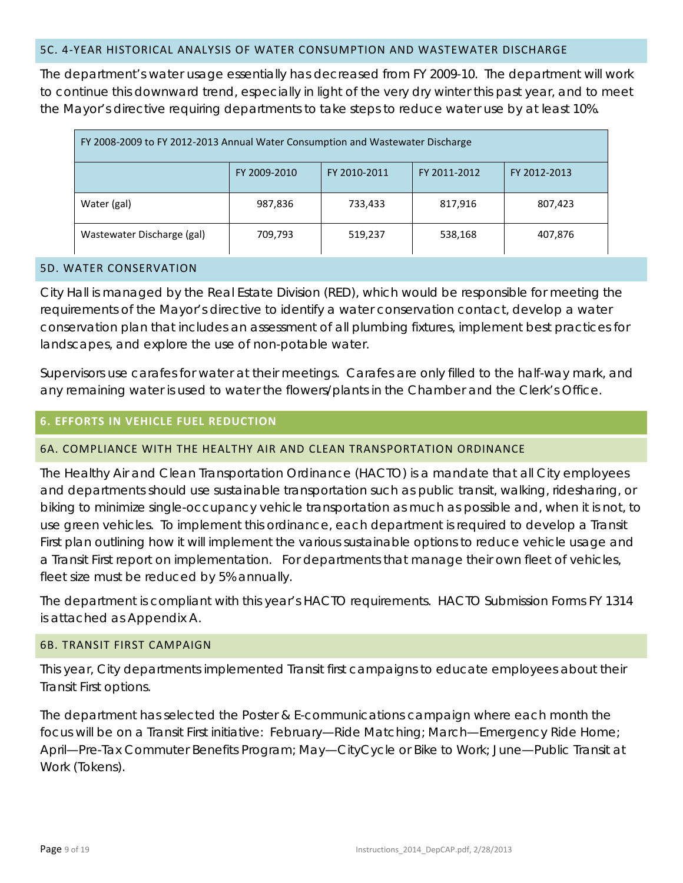### 5C. 4-YEAR HISTORICAL ANALYSIS OF WATER CONSUMPTION AND WASTEWATER DISCHARGE

The department's water usage essentially has decreased from FY 2009-10. The department will work to continue this downward trend, especially in light of the very dry winter this past year, and to meet the Mayor's directive requiring departments to take steps to reduce water use by at least 10%.

| FY 2008-2009 to FY 2012-2013 Annual Water Consumption and Wastewater Discharge | | | | |
|---|---|---|---|---|
| | FY 2009-2010 | FY 2010-2011 | FY 2011-2012 | FY 2012-2013 |
| Water (gal) | 987,836 | 733,433 | 817,916 | 807,423 |
| Wastewater Discharge (gal) | 709,793 | 519,237 | 538,168 | 407,876 |

### 5D. WATER CONSERVATION

City Hall is managed by the Real Estate Division (RED), which would be responsible for meeting the requirements of the Mayor's directive to identify a water conservation contact, develop a water conservation plan that includes an assessment of all plumbing fixtures, implement best practices for landscapes, and explore the use of non-potable water.

Supervisors use carafes for water at their meetings. Carafes are only filled to the half-way mark, and any remaining water is used to water the flowers/plants in the Chamber and the Clerk's Office.

## 6. EFFORTS IN VEHICLE FUEL REDUCTION

### 6A. COMPLIANCE WITH THE HEALTHY AIR AND CLEAN TRANSPORTATION ORDINANCE

The Healthy Air and Clean Transportation Ordinance (HACTO) is a mandate that all City employees and departments should use sustainable transportation such as public transit, walking, ridesharing, or biking to minimize single-occupancy vehicle transportation as much as possible and, when it is not, to use green vehicles. To implement this ordinance, each department is required to develop a Transit First plan outlining how it will implement the various sustainable options to reduce vehicle usage and a Transit First report on implementation. For departments that manage their own fleet of vehicles, fleet size must be reduced by 5% annually.

The department is compliant with this year's HACTO requirements. HACTO Submission Forms FY 1314 is attached as Appendix A.

### 6B. TRANSIT FIRST CAMPAIGN

This year, City departments implemented Transit first campaigns to educate employees about their Transit First options.

The department has selected the Poster & E-communications campaign where each month the focus will be on a Transit First initiative: February—Ride Matching; March—Emergency Ride Home; April—Pre-Tax Commuter Benefits Program; May—CityCycle or Bike to Work; June—Public Transit at Work (Tokens).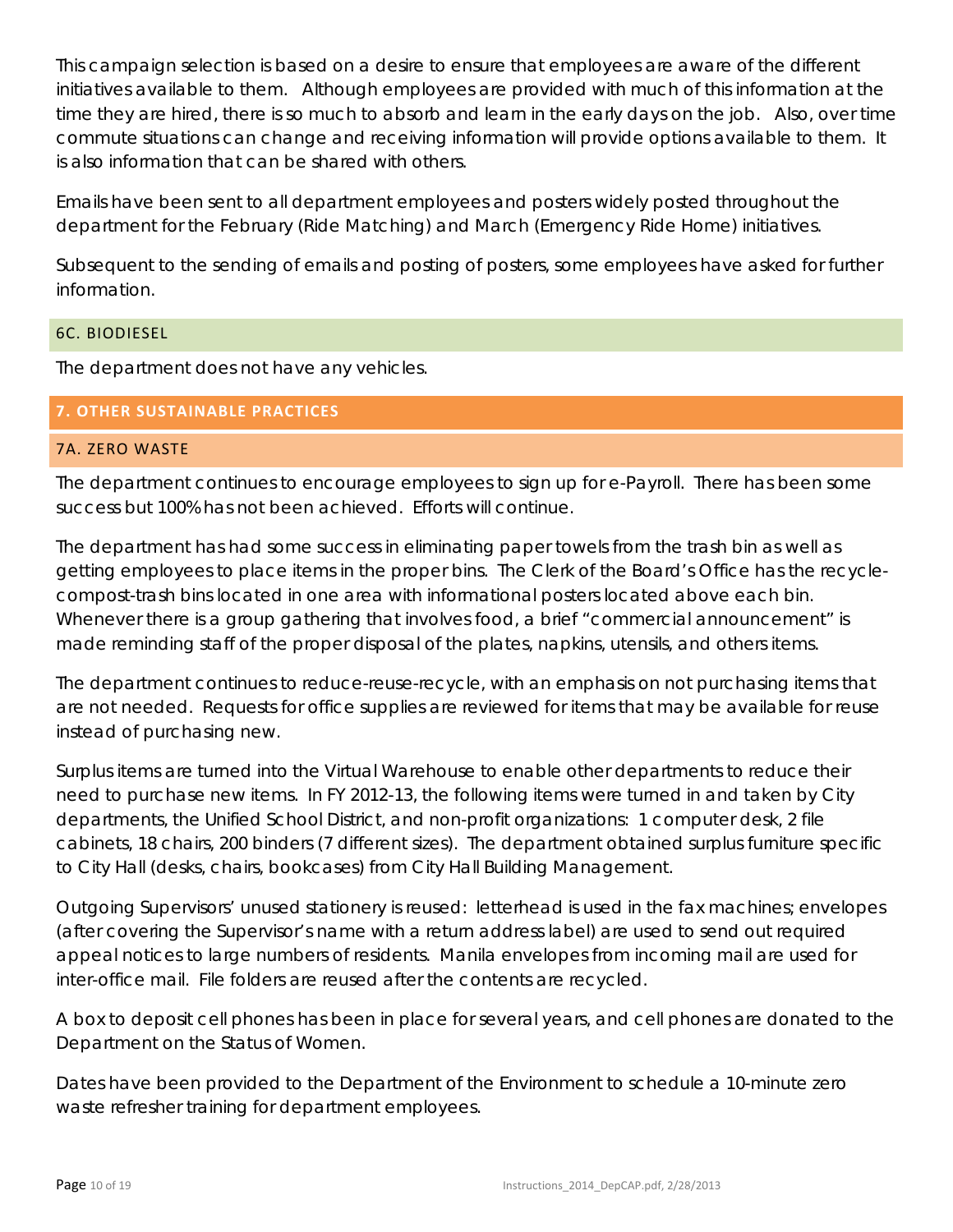This campaign selection is based on a desire to ensure that employees are aware of the different initiatives available to them. Although employees are provided with much of this information at the time they are hired, there is so much to absorb and learn in the early days on the job. Also, over time commute situations can change and receiving information will provide options available to them. It is also information that can be shared with others.

Emails have been sent to all department employees and posters widely posted throughout the department for the February (Ride Matching) and March (Emergency Ride Home) initiatives.

Subsequent to the sending of emails and posting of posters, some employees have asked for further information.

### 6C. BIODIESEL

The department does not have any vehicles.

## 7. OTHER SUSTAINABLE PRACTICES

### 7A. ZERO WASTE

The department continues to encourage employees to sign up for e-Payroll. There has been some success but 100% has not been achieved. Efforts will continue.

The department has had some success in eliminating paper towels from the trash bin as well as getting employees to place items in the proper bins. The Clerk of the Board's Office has the recycle-compost-trash bins located in one area with informational posters located above each bin. Whenever there is a group gathering that involves food, a brief "commercial announcement" is made reminding staff of the proper disposal of the plates, napkins, utensils, and others items.

The department continues to reduce-reuse-recycle, with an emphasis on not purchasing items that are not needed. Requests for office supplies are reviewed for items that may be available for reuse instead of purchasing new.

Surplus items are turned into the Virtual Warehouse to enable other departments to reduce their need to purchase new items. In FY 2012-13, the following items were turned in and taken by City departments, the Unified School District, and non-profit organizations: 1 computer desk, 2 file cabinets, 18 chairs, 200 binders (7 different sizes). The department obtained surplus furniture specific to City Hall (desks, chairs, bookcases) from City Hall Building Management.

Outgoing Supervisors' unused stationery is reused: letterhead is used in the fax machines; envelopes (after covering the Supervisor's name with a return address label) are used to send out required appeal notices to large numbers of residents. Manila envelopes from incoming mail are used for inter-office mail. File folders are reused after the contents are recycled.

A box to deposit cell phones has been in place for several years, and cell phones are donated to the Department on the Status of Women.

Dates have been provided to the Department of the Environment to schedule a 10-minute zero waste refresher training for department employees.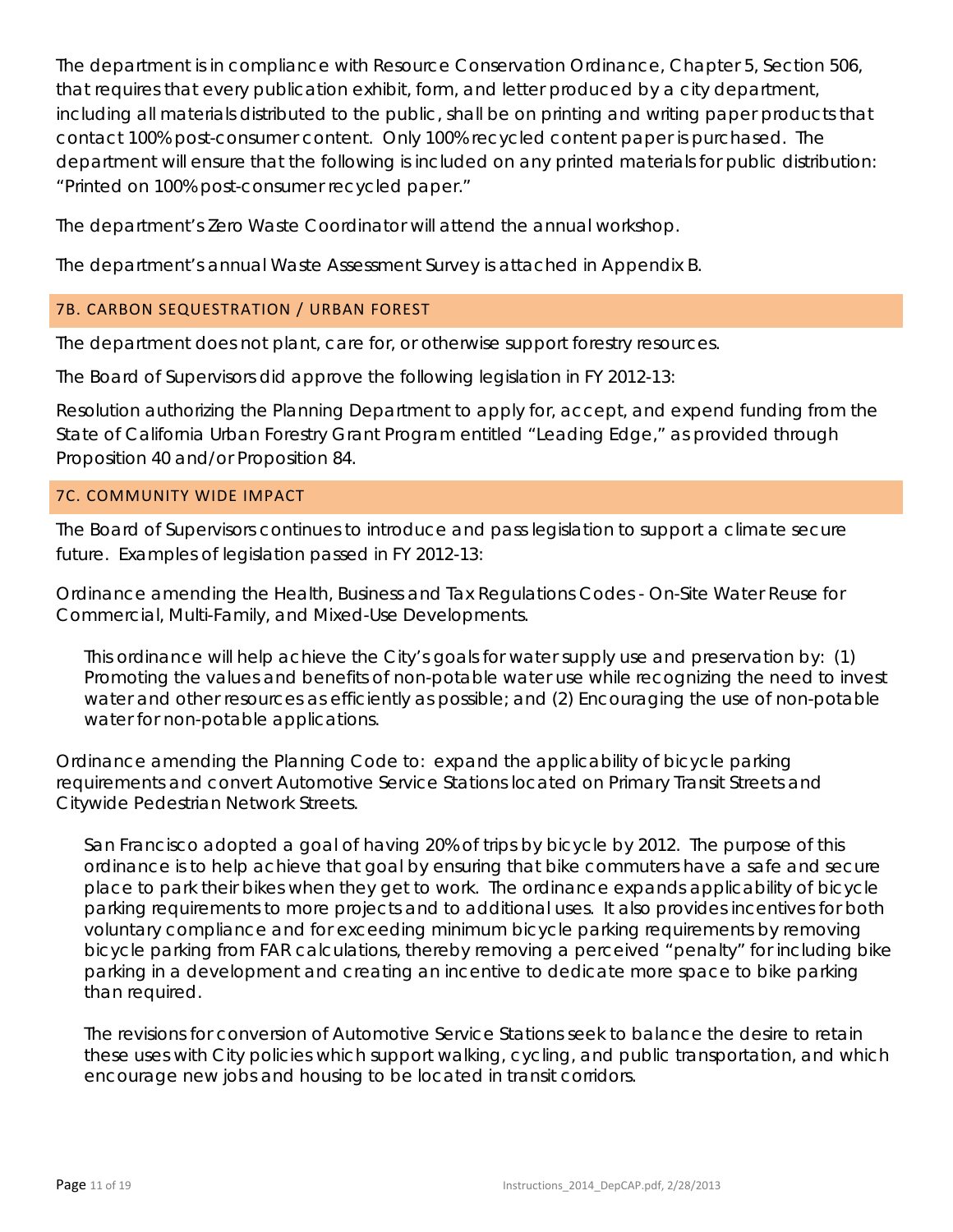The department is in compliance with Resource Conservation Ordinance, Chapter 5, Section 506, that requires that every publication exhibit, form, and letter produced by a city department, including all materials distributed to the public, shall be on printing and writing paper products that contact 100% post-consumer content. Only 100% recycled content paper is purchased. The department will ensure that the following is included on any printed materials for public distribution: "Printed on 100% post-consumer recycled paper."

The department's Zero Waste Coordinator will attend the annual workshop.

The department's annual Waste Assessment Survey is attached in Appendix B.

### 7B. CARBON SEQUESTRATION / URBAN FOREST

The department does not plant, care for, or otherwise support forestry resources.

The Board of Supervisors did approve the following legislation in FY 2012-13:

Resolution authorizing the Planning Department to apply for, accept, and expend funding from the State of California Urban Forestry Grant Program entitled "Leading Edge," as provided through Proposition 40 and/or Proposition 84.

### 7C. COMMUNITY WIDE IMPACT

The Board of Supervisors continues to introduce and pass legislation to support a climate secure future. Examples of legislation passed in FY 2012-13:

Ordinance amending the Health, Business and Tax Regulations Codes - On-Site Water Reuse for Commercial, Multi-Family, and Mixed-Use Developments.

> This ordinance will help achieve the City's goals for water supply use and preservation by: (1) Promoting the values and benefits of non-potable water use while recognizing the need to invest water and other resources as efficiently as possible; and (2) Encouraging the use of non-potable water for non-potable applications.

Ordinance amending the Planning Code to: expand the applicability of bicycle parking requirements and convert Automotive Service Stations located on Primary Transit Streets and Citywide Pedestrian Network Streets.

> San Francisco adopted a goal of having 20% of trips by bicycle by 2012. The purpose of this ordinance is to help achieve that goal by ensuring that bike commuters have a safe and secure place to park their bikes when they get to work. The ordinance expands applicability of bicycle parking requirements to more projects and to additional uses. It also provides incentives for both voluntary compliance and for exceeding minimum bicycle parking requirements by removing bicycle parking from FAR calculations, thereby removing a perceived "penalty" for including bike parking in a development and creating an incentive to dedicate more space to bike parking than required.
>
> The revisions for conversion of Automotive Service Stations seek to balance the desire to retain these uses with City policies which support walking, cycling, and public transportation, and which encourage new jobs and housing to be located in transit corridors.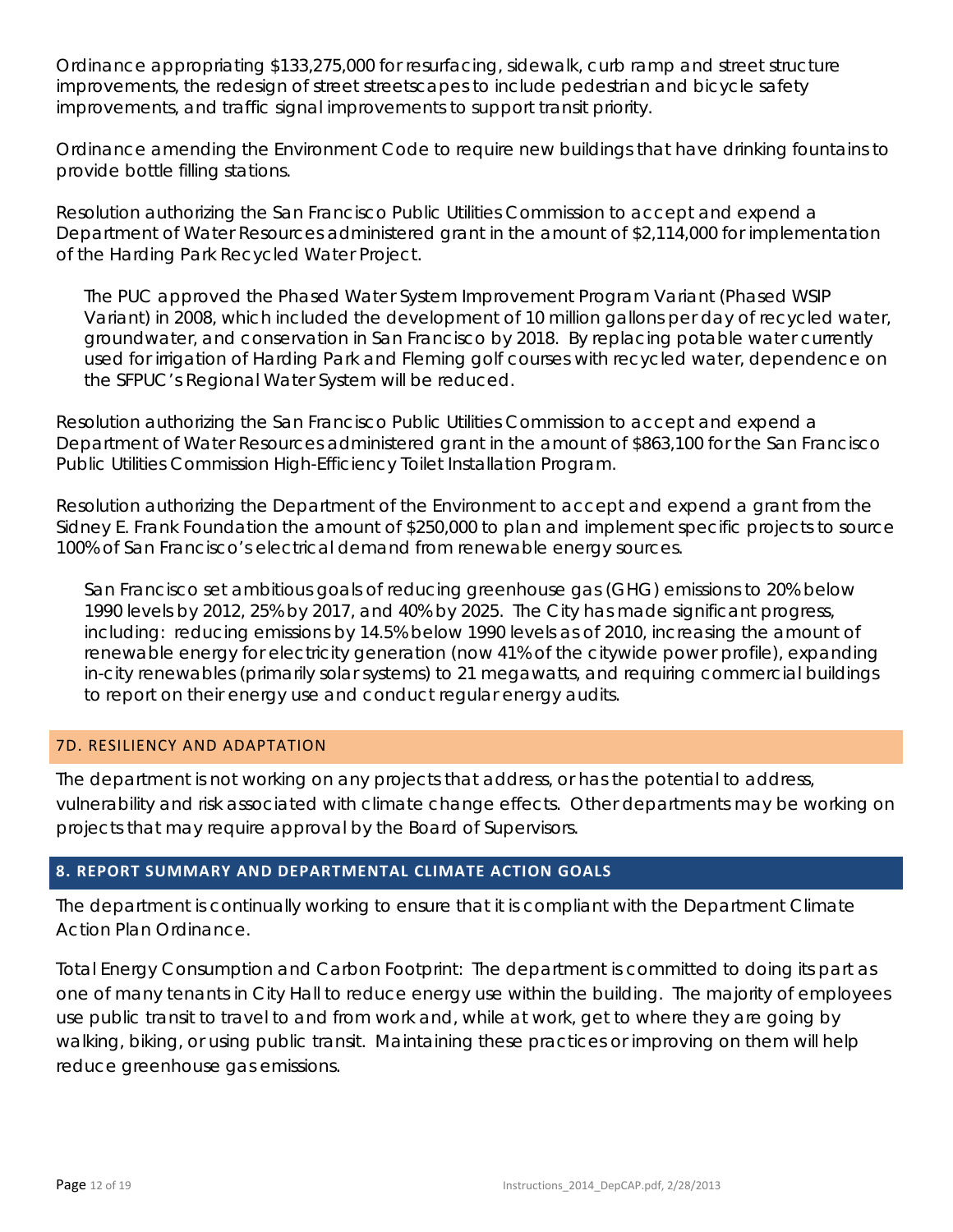Ordinance appropriating $133,275,000 for resurfacing, sidewalk, curb ramp and street structure improvements, the redesign of street streetscapes to include pedestrian and bicycle safety improvements, and traffic signal improvements to support transit priority.

Ordinance amending the Environment Code to require new buildings that have drinking fountains to provide bottle filling stations.

Resolution authorizing the San Francisco Public Utilities Commission to accept and expend a Department of Water Resources administered grant in the amount of $2,114,000 for implementation of the Harding Park Recycled Water Project.

> The PUC approved the Phased Water System Improvement Program Variant (Phased WSIP Variant) in 2008, which included the development of 10 million gallons per day of recycled water, groundwater, and conservation in San Francisco by 2018. By replacing potable water currently used for irrigation of Harding Park and Fleming golf courses with recycled water, dependence on the SFPUC's Regional Water System will be reduced.

Resolution authorizing the San Francisco Public Utilities Commission to accept and expend a Department of Water Resources administered grant in the amount of $863,100 for the San Francisco Public Utilities Commission High-Efficiency Toilet Installation Program.

Resolution authorizing the Department of the Environment to accept and expend a grant from the Sidney E. Frank Foundation the amount of $250,000 to plan and implement specific projects to source 100% of San Francisco's electrical demand from renewable energy sources.

> San Francisco set ambitious goals of reducing greenhouse gas (GHG) emissions to 20% below 1990 levels by 2012, 25% by 2017, and 40% by 2025. The City has made significant progress, including: reducing emissions by 14.5% below 1990 levels as of 2010, increasing the amount of renewable energy for electricity generation (now 41% of the citywide power profile), expanding in-city renewables (primarily solar systems) to 21 megawatts, and requiring commercial buildings to report on their energy use and conduct regular energy audits.

### 7D. RESILIENCY AND ADAPTATION

The department is not working on any projects that address, or has the potential to address, vulnerability and risk associated with climate change effects. Other departments may be working on projects that may require approval by the Board of Supervisors.

## 8. REPORT SUMMARY AND DEPARTMENTAL CLIMATE ACTION GOALS

The department is continually working to ensure that it is compliant with the Department Climate Action Plan Ordinance.

Total Energy Consumption and Carbon Footprint: The department is committed to doing its part as one of many tenants in City Hall to reduce energy use within the building. The majority of employees use public transit to travel to and from work and, while at work, get to where they are going by walking, biking, or using public transit. Maintaining these practices or improving on them will help reduce greenhouse gas emissions.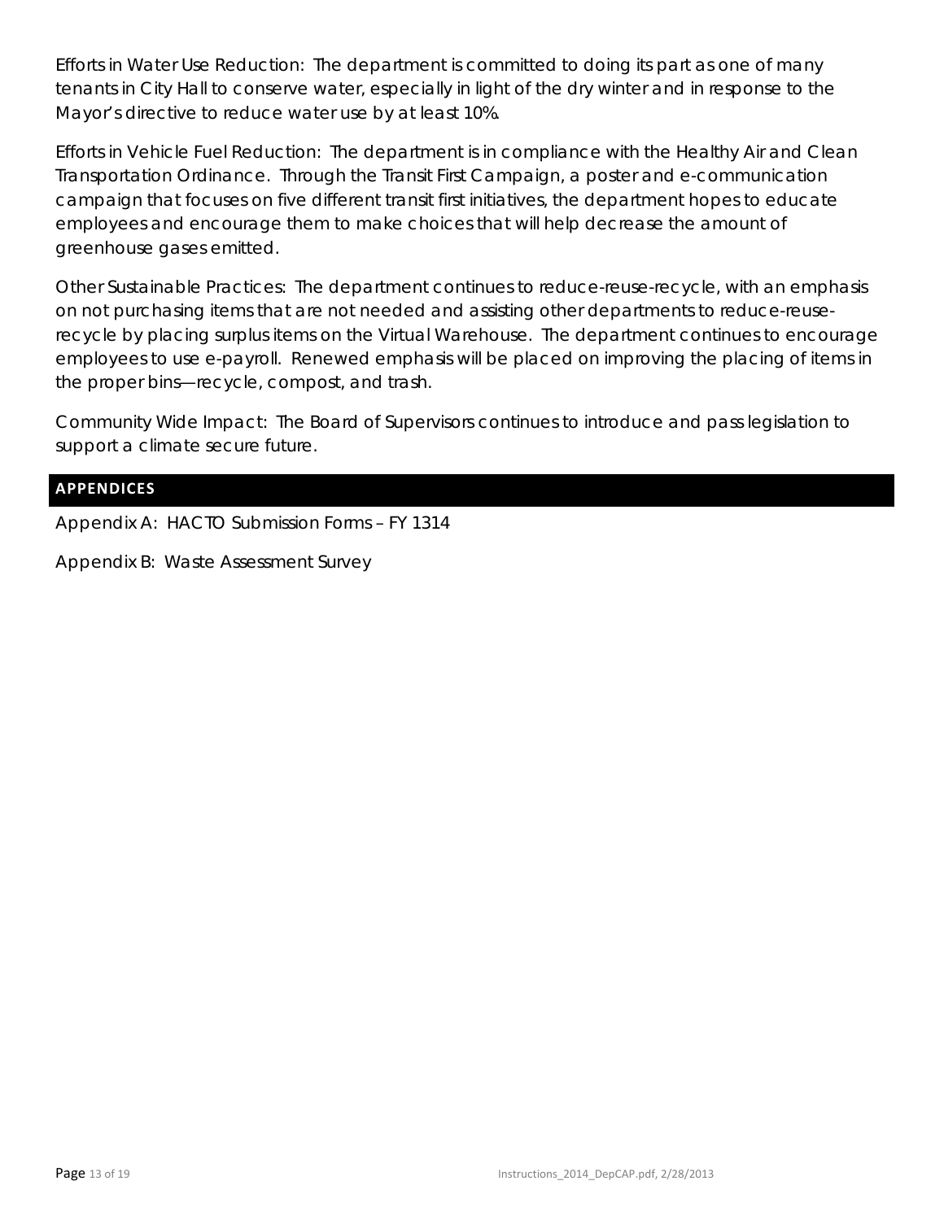Efforts in Water Use Reduction: The department is committed to doing its part as one of many tenants in City Hall to conserve water, especially in light of the dry winter and in response to the Mayor's directive to reduce water use by at least 10%.

Efforts in Vehicle Fuel Reduction: The department is in compliance with the Healthy Air and Clean Transportation Ordinance. Through the Transit First Campaign, a poster and e-communication campaign that focuses on five different transit first initiatives, the department hopes to educate employees and encourage them to make choices that will help decrease the amount of greenhouse gases emitted.

Other Sustainable Practices: The department continues to reduce-reuse-recycle, with an emphasis on not purchasing items that are not needed and assisting other departments to reduce-reuse-recycle by placing surplus items on the Virtual Warehouse. The department continues to encourage employees to use e-payroll. Renewed emphasis will be placed on improving the placing of items in the proper bins—recycle, compost, and trash.

Community Wide Impact: The Board of Supervisors continues to introduce and pass legislation to support a climate secure future.

## APPENDICES

Appendix A: HACTO Submission Forms – FY 1314

Appendix B: Waste Assessment Survey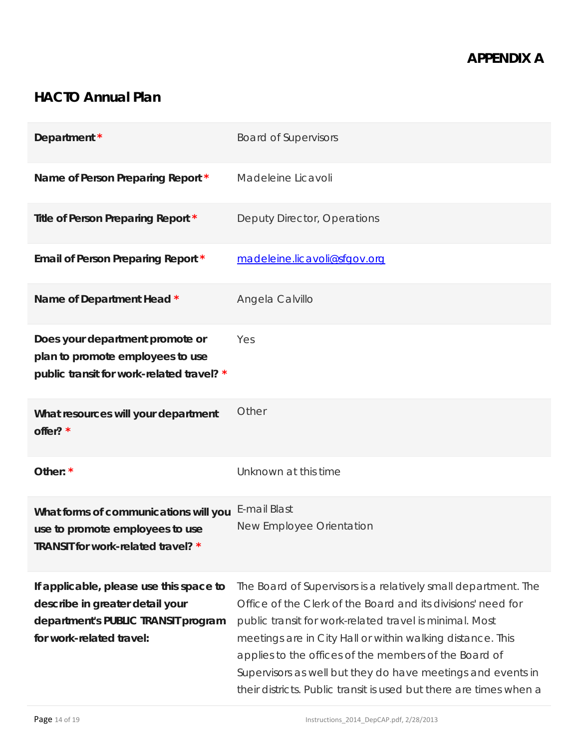**APPENDIX A**

## HACTO Annual Plan

| | |
|---|---|
| **Department*** | Board of Supervisors |
| **Name of Person Preparing Report*** | Madeleine Licavoli |
| **Title of Person Preparing Report*** | Deputy Director, Operations |
| **Email of Person Preparing Report*** | madeleine.licavoli@sfgov.org |
| **Name of Department Head*** | Angela Calvillo |
| **Does your department promote or plan to promote employees to use public transit for work-related travel?*** | Yes |
| **What resources will your department offer?*** | Other |
| **Other:*** | Unknown at this time |
| **What forms of communications will you use to promote employees to use TRANSIT for work-related travel?*** | E-mail Blast<br>New Employee Orientation |
| **If applicable, please use this space to describe in greater detail your department's PUBLIC TRANSIT program for work-related travel:** | The Board of Supervisors is a relatively small department. The Office of the Clerk of the Board and its divisions' need for public transit for work-related travel is minimal. Most meetings are in City Hall or within walking distance. This applies to the offices of the members of the Board of Supervisors as well but they do have meetings and events in their districts. Public transit is used but there are times when a |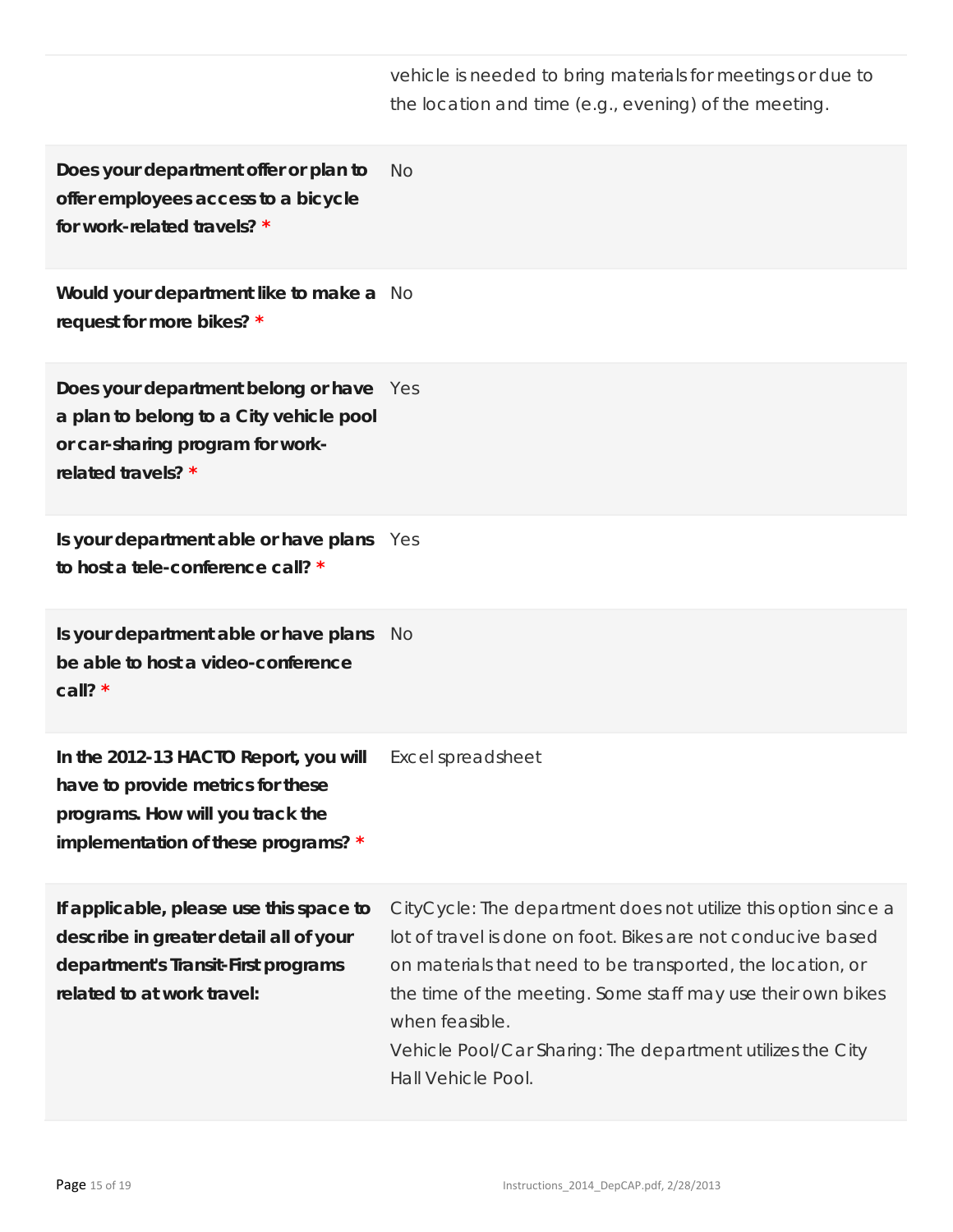| | |
|---|---|
| | vehicle is needed to bring materials for meetings or due to the location and time (e.g., evening) of the meeting. |
| **Does your department offer or plan to offer employees access to a bicycle for work-related travels? \*** | No |
| **Would your department like to make a request for more bikes? \*** | No |
| **Does your department belong or have a plan to belong to a City vehicle pool or car-sharing program for work-related travels? \*** | Yes |
| **Is your department able or have plans to host a tele-conference call? \*** | Yes |
| **Is your department able or have plans be able to host a video-conference call? \*** | No |
| **In the 2012-13 HACTO Report, you will have to provide metrics for these programs. How will you track the implementation of these programs? \*** | Excel spreadsheet |
| **If applicable, please use this space to describe in greater detail all of your department's Transit-First programs related to at work travel:** | CityCycle: The department does not utilize this option since a lot of travel is done on foot. Bikes are not conducive based on materials that need to be transported, the location, or the time of the meeting. Some staff may use their own bikes when feasible.<br>Vehicle Pool/Car Sharing: The department utilizes the City Hall Vehicle Pool. |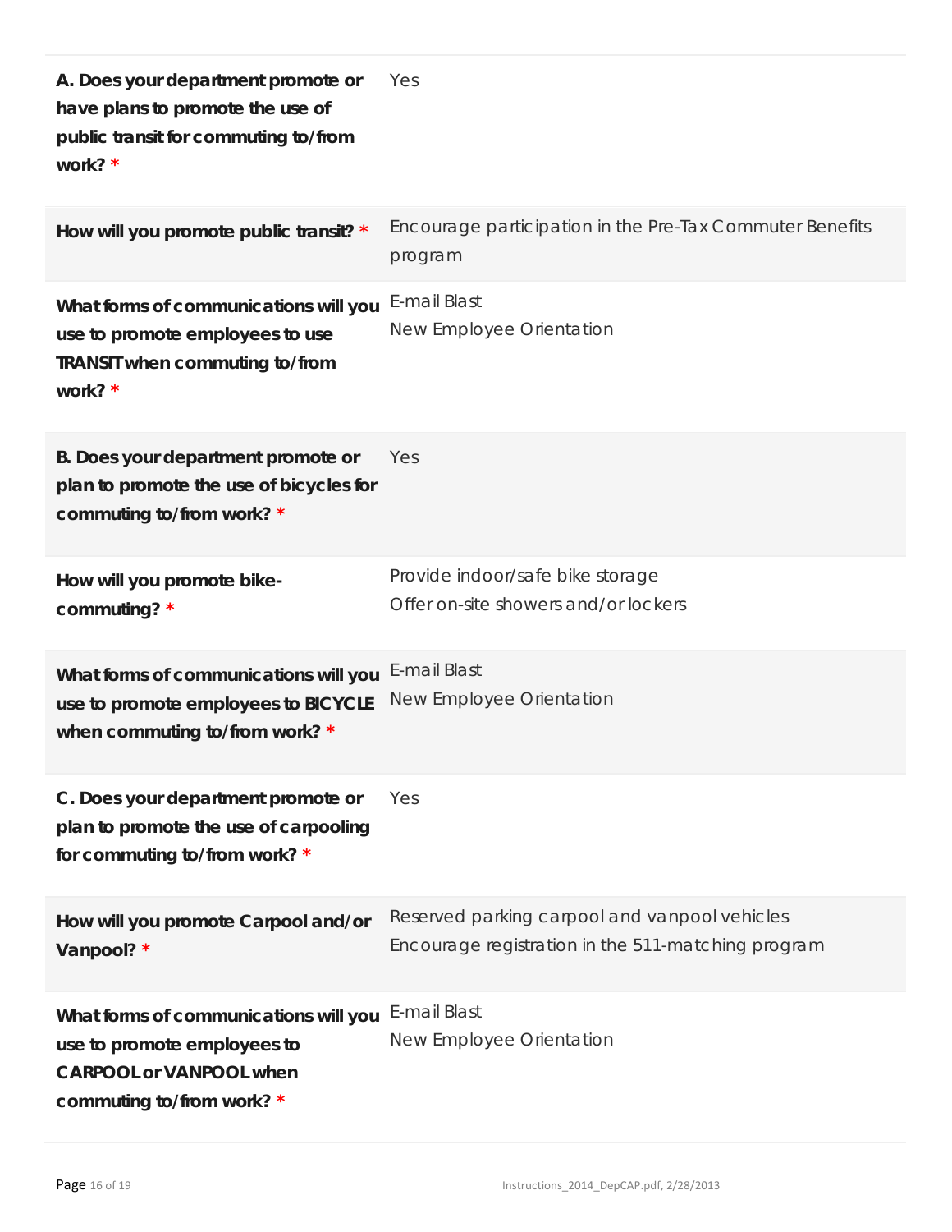| Question | Response |
| --- | --- |
| **A. Does your department promote or have plans to promote the use of public transit for commuting to/from work? *** | Yes |
| **How will you promote public transit? *** | Encourage participation in the Pre-Tax Commuter Benefits program |
| **What forms of communications will you use to promote employees to use TRANSIT when commuting to/from work? *** | E-mail Blast<br>New Employee Orientation |
| **B. Does your department promote or plan to promote the use of bicycles for commuting to/from work? *** | Yes |
| **How will you promote bike-commuting? *** | Provide indoor/safe bike storage<br>Offer on-site showers and/or lockers |
| **What forms of communications will you use to promote employees to BICYCLE when commuting to/from work? *** | E-mail Blast<br>New Employee Orientation |
| **C. Does your department promote or plan to promote the use of carpooling for commuting to/from work? *** | Yes |
| **How will you promote Carpool and/or Vanpool? *** | Reserved parking carpool and vanpool vehicles<br>Encourage registration in the 511-matching program |
| **What forms of communications will you use to promote employees to CARPOOL or VANPOOL when commuting to/from work? *** | E-mail Blast<br>New Employee Orientation |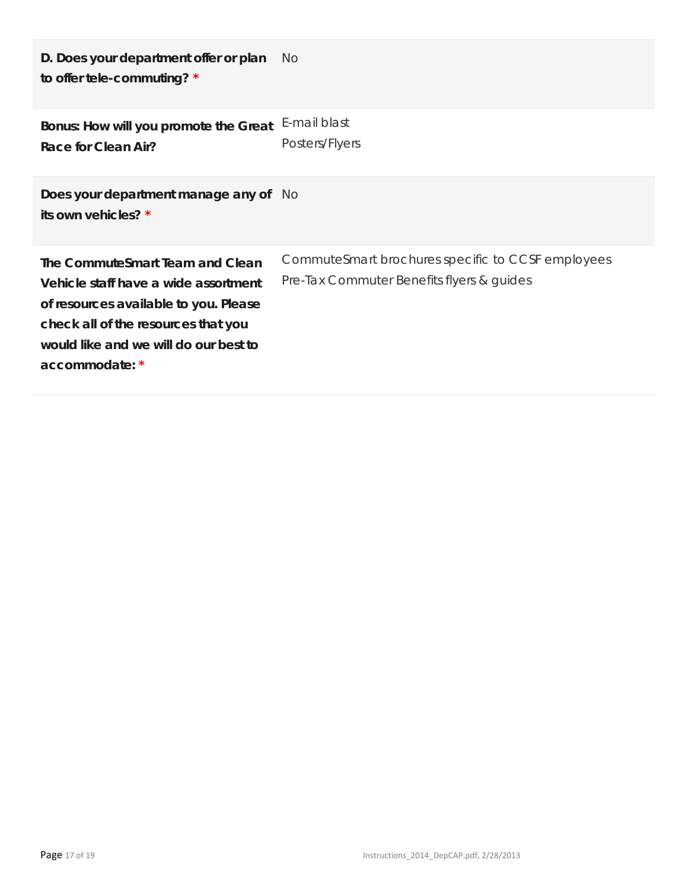| | |
|---|---|
| **D. Does your department offer or plan to offer tele-commuting? *** | No |
| **Bonus: How will you promote the Great Race for Clean Air?** | E-mail blast<br>Posters/Flyers |
| **Does your department manage any of its own vehicles? *** | No |
| **The CommuteSmart Team and Clean Vehicle staff have a wide assortment of resources available to you. Please check all of the resources that you would like and we will do our best to accommodate: *** | CommuteSmart brochures specific to CCSF employees<br>Pre-Tax Commuter Benefits flyers & guides |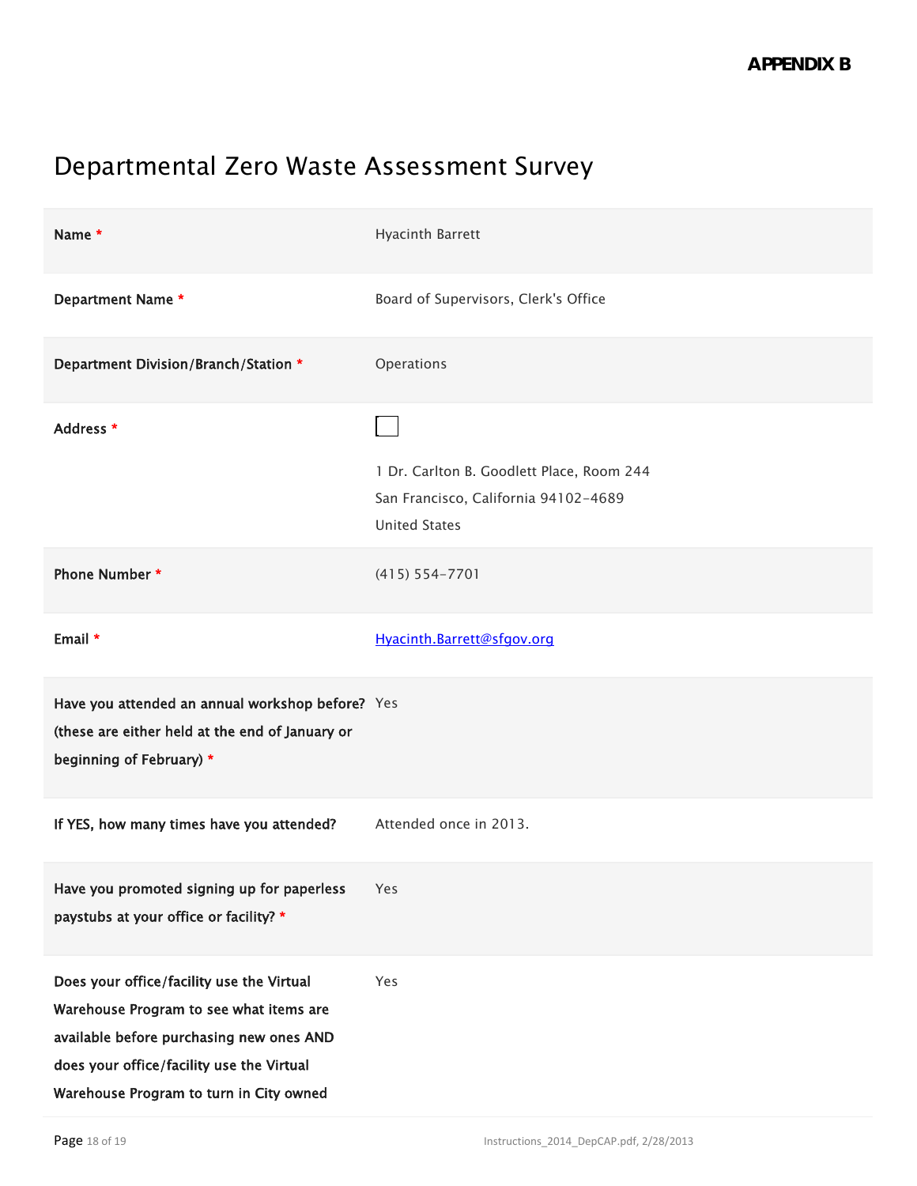**APPENDIX B**

# Departmental Zero Waste Assessment Survey

| | |
|---|---|
| **Name** * | Hyacinth Barrett |
| **Department Name** * | Board of Supervisors, Clerk's Office |
| **Department Division/Branch/Station** * | Operations |
| **Address** * | 1 Dr. Carlton B. Goodlett Place, Room 244<br>San Francisco, California 94102-4689<br>United States |
| **Phone Number** * | (415) 554-7701 |
| **Email** * | Hyacinth.Barrett@sfgov.org |
| **Have you attended an annual workshop before? (these are either held at the end of January or beginning of February)** * | Yes |
| **If YES, how many times have you attended?** | Attended once in 2013. |
| **Have you promoted signing up for paperless paystubs at your office or facility?** * | Yes |
| **Does your office/facility use the Virtual Warehouse Program to see what items are available before purchasing new ones AND does your office/facility use the Virtual Warehouse Program to turn in City owned** | Yes |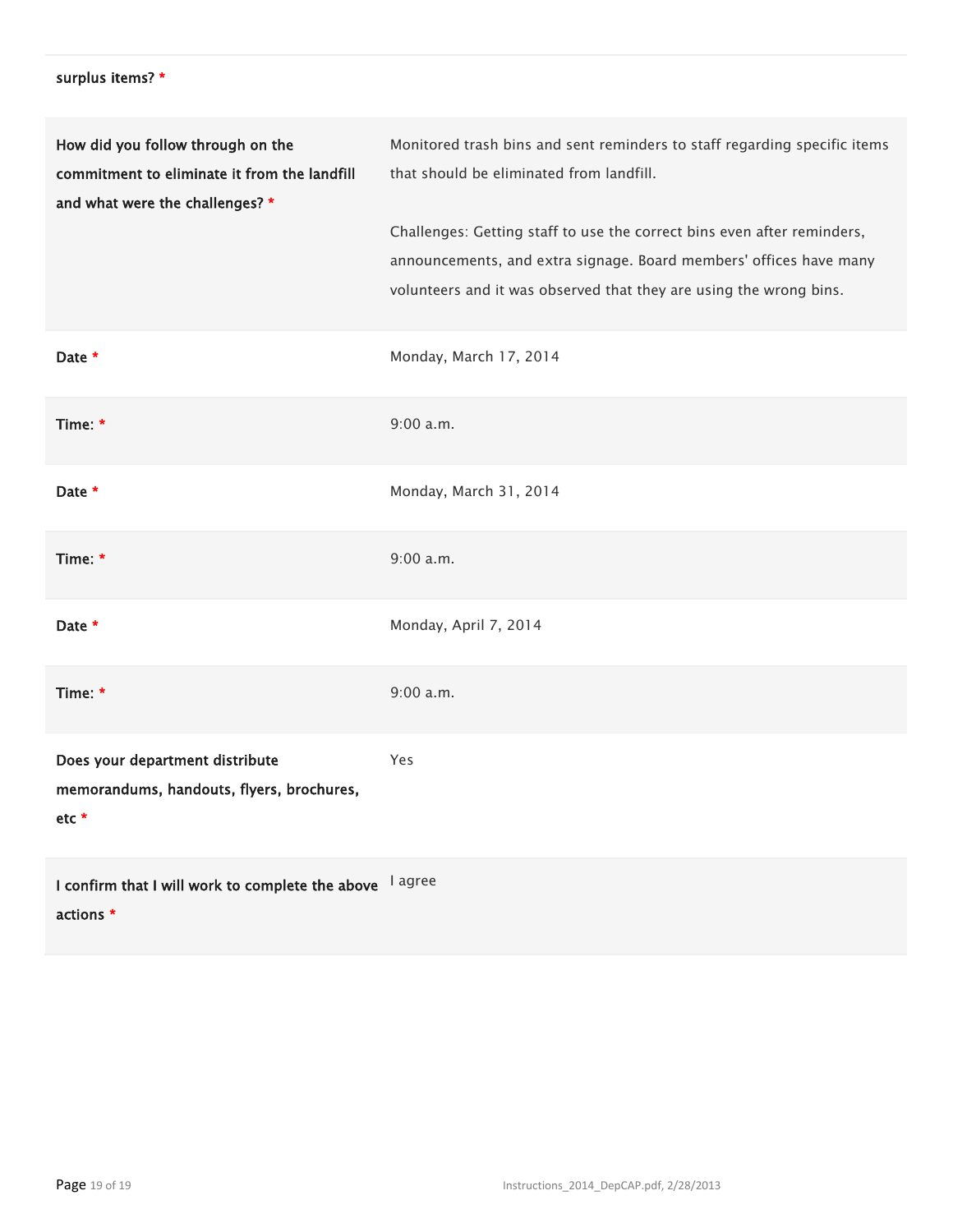| | |
|---|---|
| surplus items? * | |
| How did you follow through on the commitment to eliminate it from the landfill and what were the challenges? * | Monitored trash bins and sent reminders to staff regarding specific items that should be eliminated from landfill.<br><br>Challenges: Getting staff to use the correct bins even after reminders, announcements, and extra signage. Board members' offices have many volunteers and it was observed that they are using the wrong bins. |
| Date * | Monday, March 17, 2014 |
| Time: * | 9:00 a.m. |
| Date * | Monday, March 31, 2014 |
| Time: * | 9:00 a.m. |
| Date * | Monday, April 7, 2014 |
| Time: * | 9:00 a.m. |
| Does your department distribute memorandums, handouts, flyers, brochures, etc * | Yes |
| I confirm that I will work to complete the above actions * | I agree |